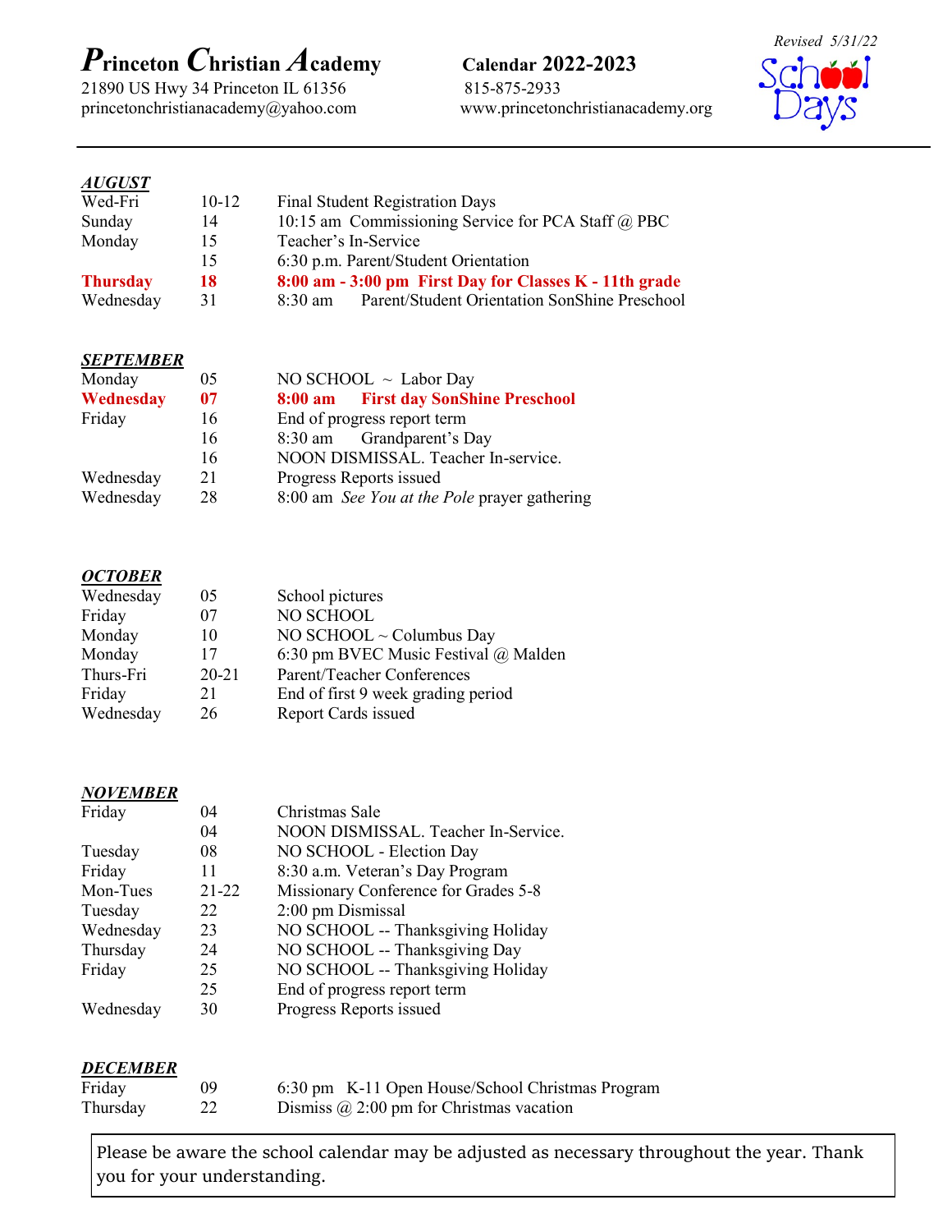# *P*rinceton *C*hristian *A*cademy

21890 US Hwy 34 Princeton IL 61356
princetonchristianacademy@yahoo.com

**Calendar 2022-2023**
815-875-2933
www.princetonchristianacademy.org

*Revised 5/31/22*

School Days

---

## *AUGUST*

| | | |
|---|---|---|
| Wed-Fri | 10-12 | Final Student Registration Days |
| Sunday | 14 | 10:15 am Commissioning Service for PCA Staff @ PBC |
| Monday | 15 | Teacher's In-Service |
| | 15 | 6:30 p.m. Parent/Student Orientation |
| **Thursday** | **18** | **8:00 am - 3:00 pm First Day for Classes K - 11th grade** |
| Wednesday | 31 | 8:30 am Parent/Student Orientation SonShine Preschool |

## *SEPTEMBER*

| | | |
|---|---|---|
| Monday | 05 | NO SCHOOL ~ Labor Day |
| **Wednesday** | **07** | **8:00 am First day SonShine Preschool** |
| Friday | 16 | End of progress report term |
| | 16 | 8:30 am Grandparent's Day |
| | 16 | NOON DISMISSAL. Teacher In-service. |
| Wednesday | 21 | Progress Reports issued |
| Wednesday | 28 | 8:00 am *See You at the Pole* prayer gathering |

## *OCTOBER*

| | | |
|---|---|---|
| Wednesday | 05 | School pictures |
| Friday | 07 | NO SCHOOL |
| Monday | 10 | NO SCHOOL ~ Columbus Day |
| Monday | 17 | 6:30 pm BVEC Music Festival @ Malden |
| Thurs-Fri | 20-21 | Parent/Teacher Conferences |
| Friday | 21 | End of first 9 week grading period |
| Wednesday | 26 | Report Cards issued |

## *NOVEMBER*

| | | |
|---|---|---|
| Friday | 04 | Christmas Sale |
| | 04 | NOON DISMISSAL. Teacher In-Service. |
| Tuesday | 08 | NO SCHOOL - Election Day |
| Friday | 11 | 8:30 a.m. Veteran's Day Program |
| Mon-Tues | 21-22 | Missionary Conference for Grades 5-8 |
| Tuesday | 22 | 2:00 pm Dismissal |
| Wednesday | 23 | NO SCHOOL -- Thanksgiving Holiday |
| Thursday | 24 | NO SCHOOL -- Thanksgiving Day |
| Friday | 25 | NO SCHOOL -- Thanksgiving Holiday |
| | 25 | End of progress report term |
| Wednesday | 30 | Progress Reports issued |

## *DECEMBER*

| | | |
|---|---|---|
| Friday | 09 | 6:30 pm K-11 Open House/School Christmas Program |
| Thursday | 22 | Dismiss @ 2:00 pm for Christmas vacation |

Please be aware the school calendar may be adjusted as necessary throughout the year. Thank you for your understanding.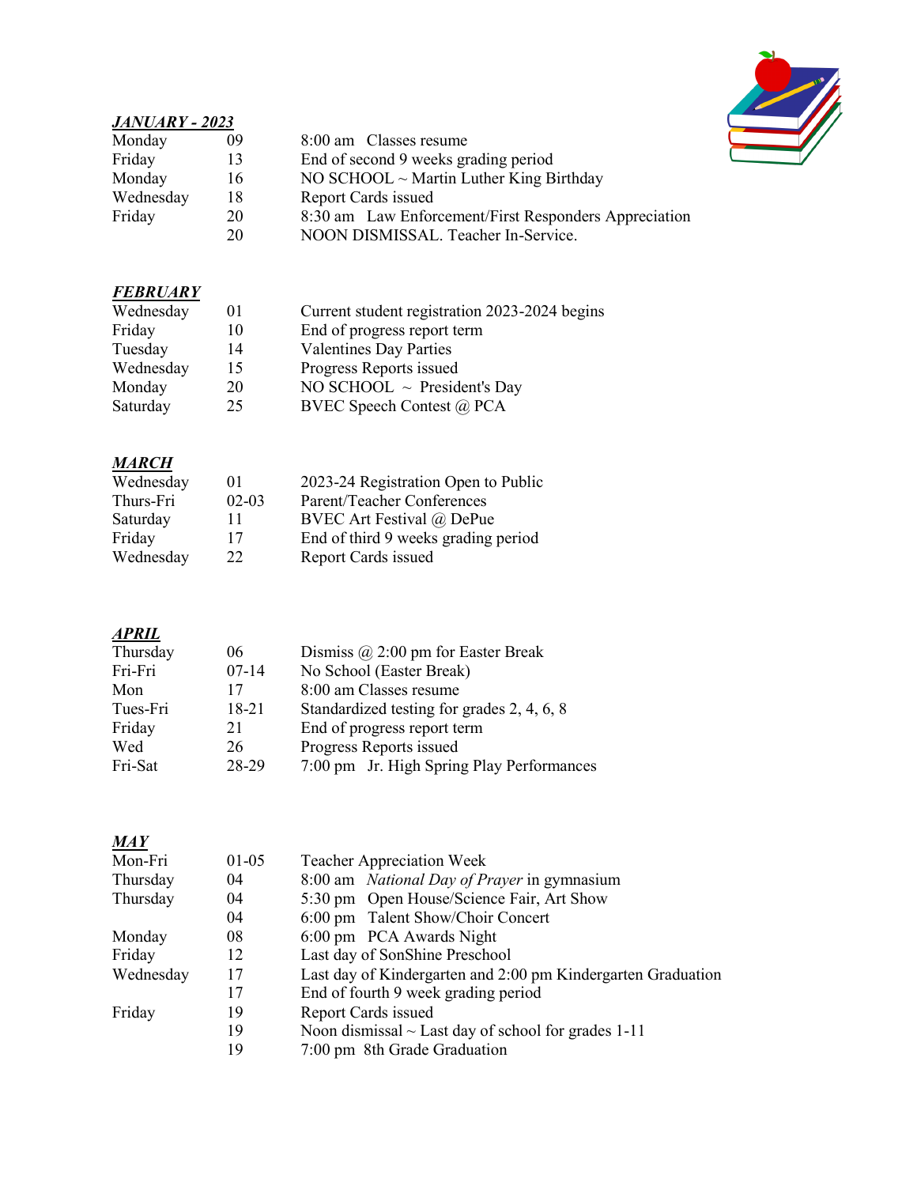***JANUARY - 2023***

| | | |
|---|---|---|
| Monday | 09 | 8:00 am Classes resume |
| Friday | 13 | End of second 9 weeks grading period |
| Monday | 16 | NO SCHOOL ~ Martin Luther King Birthday |
| Wednesday | 18 | Report Cards issued |
| Friday | 20 | 8:30 am Law Enforcement/First Responders Appreciation |
| | 20 | NOON DISMISSAL. Teacher In-Service. |

***FEBRUARY***

| | | |
|---|---|---|
| Wednesday | 01 | Current student registration 2023-2024 begins |
| Friday | 10 | End of progress report term |
| Tuesday | 14 | Valentines Day Parties |
| Wednesday | 15 | Progress Reports issued |
| Monday | 20 | NO SCHOOL ~ President's Day |
| Saturday | 25 | BVEC Speech Contest @ PCA |

***MARCH***

| | | |
|---|---|---|
| Wednesday | 01 | 2023-24 Registration Open to Public |
| Thurs-Fri | 02-03 | Parent/Teacher Conferences |
| Saturday | 11 | BVEC Art Festival @ DePue |
| Friday | 17 | End of third 9 weeks grading period |
| Wednesday | 22 | Report Cards issued |

***APRIL***

| | | |
|---|---|---|
| Thursday | 06 | Dismiss @ 2:00 pm for Easter Break |
| Fri-Fri | 07-14 | No School (Easter Break) |
| Mon | 17 | 8:00 am Classes resume |
| Tues-Fri | 18-21 | Standardized testing for grades 2, 4, 6, 8 |
| Friday | 21 | End of progress report term |
| Wed | 26 | Progress Reports issued |
| Fri-Sat | 28-29 | 7:00 pm Jr. High Spring Play Performances |

***MAY***

| | | |
|---|---|---|
| Mon-Fri | 01-05 | Teacher Appreciation Week |
| Thursday | 04 | 8:00 am *National Day of Prayer* in gymnasium |
| Thursday | 04 | 5:30 pm Open House/Science Fair, Art Show |
| | 04 | 6:00 pm Talent Show/Choir Concert |
| Monday | 08 | 6:00 pm PCA Awards Night |
| Friday | 12 | Last day of SonShine Preschool |
| Wednesday | 17 | Last day of Kindergarten and 2:00 pm Kindergarten Graduation |
| | 17 | End of fourth 9 week grading period |
| Friday | 19 | Report Cards issued |
| | 19 | Noon dismissal ~ Last day of school for grades 1-11 |
| | 19 | 7:00 pm 8th Grade Graduation |